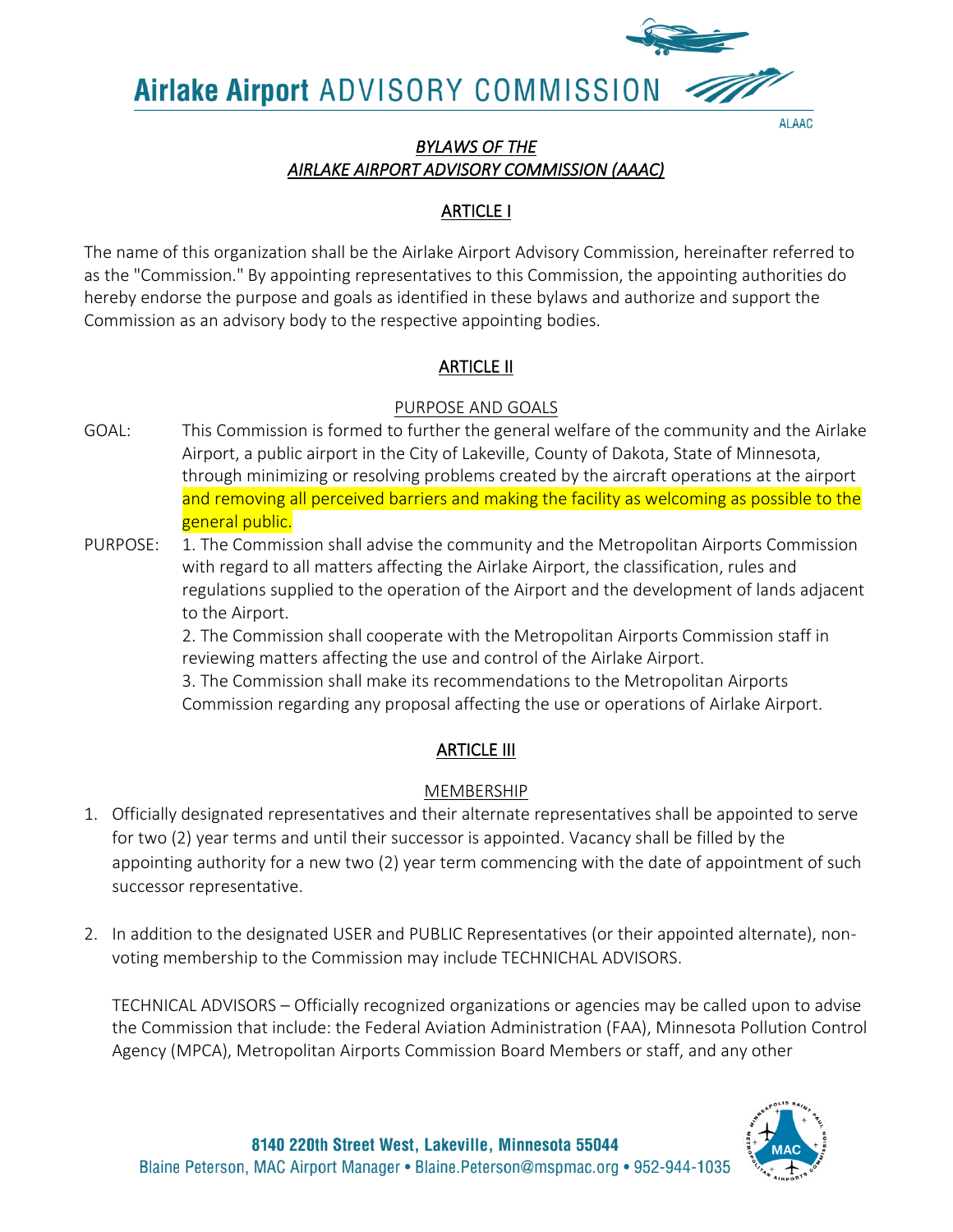# Airlake Airport ADVISORY COMMISSION

ALAAC

## *BYLAWS OF THE AIRLAKE AIRPORT ADVISORY COMMISSION (AAAC)*

## ARTICLE I

The name of this organization shall be the Airlake Airport Advisory Commission, hereinafter referred to as the "Commission." By appointing representatives to this Commission, the appointing authorities do hereby endorse the purpose and goals as identified in these bylaws and authorize and support the Commission as an advisory body to the respective appointing bodies.

## ARTICLE II

### PURPOSE AND GOALS

GOAL: This Commission is formed to further the general welfare of the community and the Airlake Airport, a public airport in the City of Lakeville, County of Dakota, State of Minnesota, through minimizing or resolving problems created by the aircraft operations at the airport and removing all perceived barriers and making the facility as welcoming as possible to the general public.

PURPOSE:
1. The Commission shall advise the community and the Metropolitan Airports Commission with regard to all matters affecting the Airlake Airport, the classification, rules and regulations supplied to the operation of the Airport and the development of lands adjacent to the Airport.
2. The Commission shall cooperate with the Metropolitan Airports Commission staff in reviewing matters affecting the use and control of the Airlake Airport.
3. The Commission shall make its recommendations to the Metropolitan Airports Commission regarding any proposal affecting the use or operations of Airlake Airport.

## ARTICLE III

### MEMBERSHIP

1. Officially designated representatives and their alternate representatives shall be appointed to serve for two (2) year terms and until their successor is appointed. Vacancy shall be filled by the appointing authority for a new two (2) year term commencing with the date of appointment of such successor representative.

2. In addition to the designated USER and PUBLIC Representatives (or their appointed alternate), non-voting membership to the Commission may include TECHNICHAL ADVISORS.

   TECHNICAL ADVISORS – Officially recognized organizations or agencies may be called upon to advise the Commission that include: the Federal Aviation Administration (FAA), Minnesota Pollution Control Agency (MPCA), Metropolitan Airports Commission Board Members or staff, and any other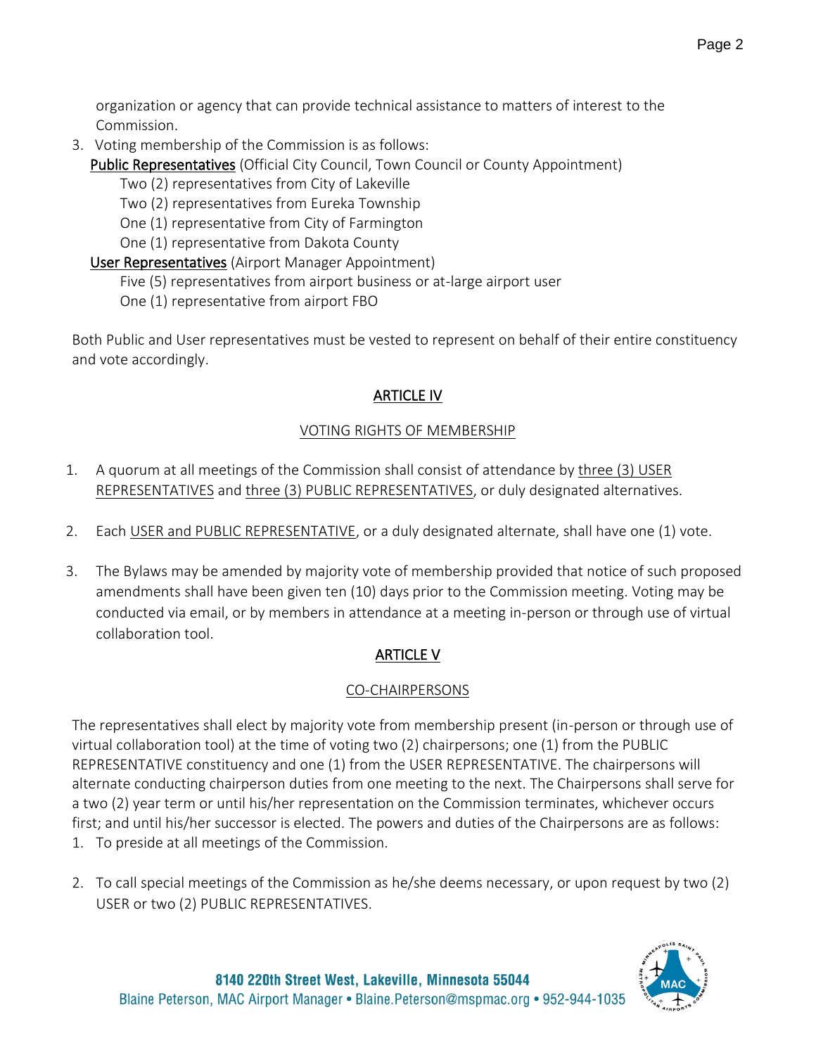organization or agency that can provide technical assistance to matters of interest to the Commission.

3. Voting membership of the Commission is as follows:

   <u>Public Representatives</u> (Official City Council, Town Council or County Appointment)

   Two (2) representatives from City of Lakeville
   Two (2) representatives from Eureka Township
   One (1) representative from City of Farmington
   One (1) representative from Dakota County

   <u>User Representatives</u> (Airport Manager Appointment)

   Five (5) representatives from airport business or at-large airport user
   One (1) representative from airport FBO

Both Public and User representatives must be vested to represent on behalf of their entire constituency and vote accordingly.

## ARTICLE IV

### VOTING RIGHTS OF MEMBERSHIP

1. A quorum at all meetings of the Commission shall consist of attendance by <u>three (3) USER REPRESENTATIVES</u> and <u>three (3) PUBLIC REPRESENTATIVES</u>, or duly designated alternatives.

2. Each <u>USER and PUBLIC REPRESENTATIVE</u>, or a duly designated alternate, shall have one (1) vote.

3. The Bylaws may be amended by majority vote of membership provided that notice of such proposed amendments shall have been given ten (10) days prior to the Commission meeting. Voting may be conducted via email, or by members in attendance at a meeting in-person or through use of virtual collaboration tool.

## ARTICLE V

### CO-CHAIRPERSONS

The representatives shall elect by majority vote from membership present (in-person or through use of virtual collaboration tool) at the time of voting two (2) chairpersons; one (1) from the PUBLIC REPRESENTATIVE constituency and one (1) from the USER REPRESENTATIVE. The chairpersons will alternate conducting chairperson duties from one meeting to the next. The Chairpersons shall serve for a two (2) year term or until his/her representation on the Commission terminates, whichever occurs first; and until his/her successor is elected. The powers and duties of the Chairpersons are as follows:

1. To preside at all meetings of the Commission.

2. To call special meetings of the Commission as he/she deems necessary, or upon request by two (2) USER or two (2) PUBLIC REPRESENTATIVES.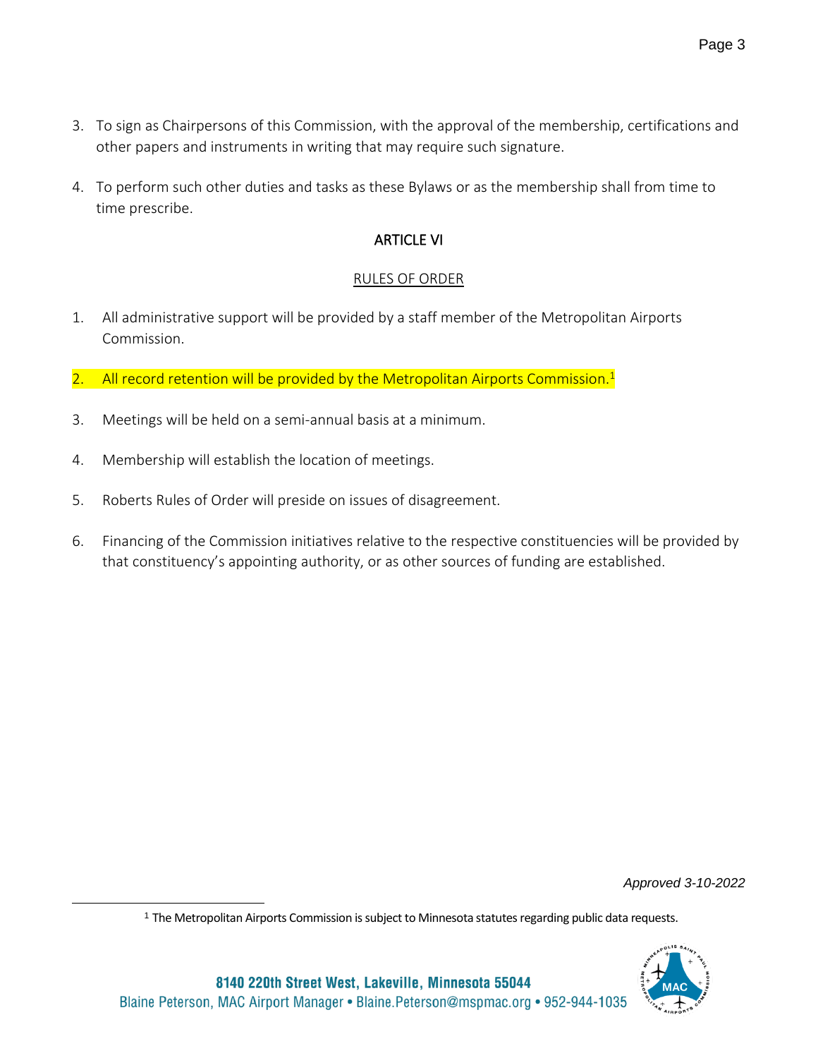3. To sign as Chairpersons of this Commission, with the approval of the membership, certifications and other papers and instruments in writing that may require such signature.

4. To perform such other duties and tasks as these Bylaws or as the membership shall from time to time prescribe.

## ARTICLE VI

### RULES OF ORDER

1. All administrative support will be provided by a staff member of the Metropolitan Airports Commission.

2. All record retention will be provided by the Metropolitan Airports Commission.[1]

3. Meetings will be held on a semi-annual basis at a minimum.

4. Membership will establish the location of meetings.

5. Roberts Rules of Order will preside on issues of disagreement.

6. Financing of the Commission initiatives relative to the respective constituencies will be provided by that constituency's appointing authority, or as other sources of funding are established.

*Approved 3-10-2022*

[1] The Metropolitan Airports Commission is subject to Minnesota statutes regarding public data requests.

8140 220th Street West, Lakeville, Minnesota 55044
Blaine Peterson, MAC Airport Manager • Blaine.Peterson@mspmac.org • 952-944-1035